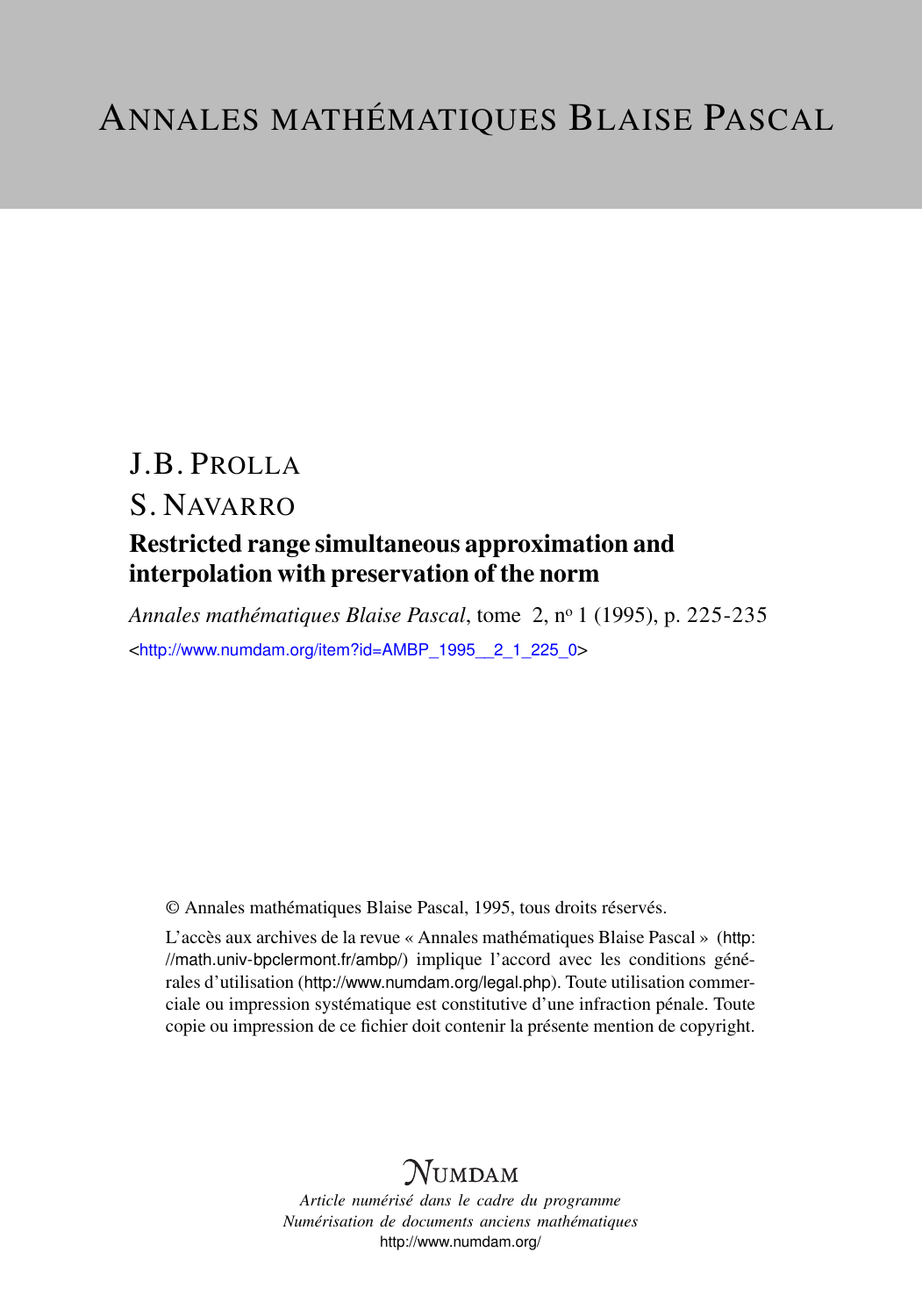# ANNALES MATHÉMATIQUES BLAISE PASCAL

J.B. PROLLA

S. NAVARRO

## Restricted range simultaneous approximation and interpolation with preservation of the norm

*Annales mathématiques Blaise Pascal*, tome 2, n° 1 (1995), p. 225-235

<http://www.numdam.org/item?id=AMBP_1995__2_1_225_0>

© Annales mathématiques Blaise Pascal, 1995, tous droits réservés.

L'accès aux archives de la revue « Annales mathématiques Blaise Pascal » (http://math.univ-bpclermont.fr/ambp/) implique l'accord avec les conditions générales d'utilisation (http://www.numdam.org/legal.php). Toute utilisation commerciale ou impression systématique est constitutive d'une infraction pénale. Toute copie ou impression de ce fichier doit contenir la présente mention de copyright.

NUMDAM

*Article numérisé dans le cadre du programme*
*Numérisation de documents anciens mathématiques*
http://www.numdam.org/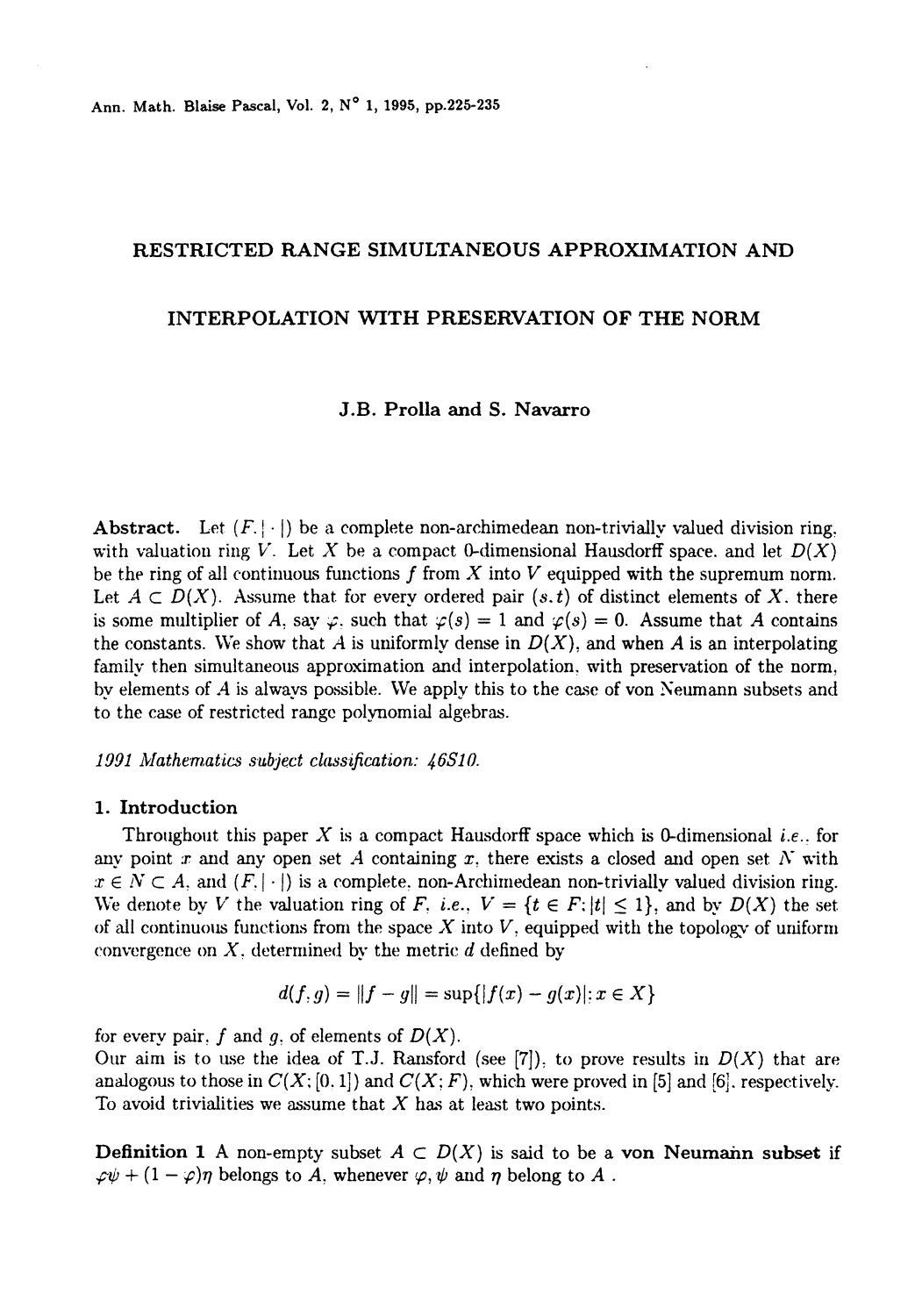# RESTRICTED RANGE SIMULTANEOUS APPROXIMATION AND INTERPOLATION WITH PRESERVATION OF THE NORM

J.B. Prolla and S. Navarro

**Abstract.** Let $(F, |\cdot|)$ be a complete non-archimedean non-trivially valued division ring, with valuation ring $V$. Let $X$ be a compact 0-dimensional Hausdorff space, and let $D(X)$ be the ring of all continuous functions $f$ from $X$ into $V$ equipped with the supremum norm. Let $A \subset D(X)$. Assume that for every ordered pair $(s, t)$ of distinct elements of $X$, there is some multiplier of $A$, say $\varphi$, such that $\varphi(s) = 1$ and $\varphi(s) = 0$. Assume that $A$ contains the constants. We show that $A$ is uniformly dense in $D(X)$, and when $A$ is an interpolating family then simultaneous approximation and interpolation, with preservation of the norm, by elements of $A$ is always possible. We apply this to the case of von Neumann subsets and to the case of restricted range polynomial algebras.

*1991 Mathematics subject classification: 46S10.*

## 1. Introduction

Throughout this paper $X$ is a compact Hausdorff space which is 0-dimensional *i.e.*, for any point $x$ and any open set $A$ containing $x$, there exists a closed and open set $N$ with $x \in N \subset A$, and $(F, |\cdot|)$ is a complete, non-Archimedean non-trivially valued division ring. We denote by $V$ the valuation ring of $F$, *i.e.*, $V = \{t \in F; |t| \leq 1\}$, and by $D(X)$ the set of all continuous functions from the space $X$ into $V$, equipped with the topology of uniform convergence on $X$, determined by the metric $d$ defined by

$$d(f, g) = \|f - g\| = \sup\{|f(x) - g(x)|; x \in X\}$$

for every pair, $f$ and $g$, of elements of $D(X)$.
Our aim is to use the idea of T.J. Ransford (see [7]), to prove results in $D(X)$ that are analogous to those in $C(X; [0, 1])$ and $C(X; F)$, which were proved in [5] and [6], respectively. To avoid trivialities we assume that $X$ has at least two points.

**Definition 1** A non-empty subset $A \subset D(X)$ is said to be a **von Neumann subset** if $\varphi\psi + (1 - \varphi)\eta$ belongs to $A$, whenever $\varphi, \psi$ and $\eta$ belong to $A$ .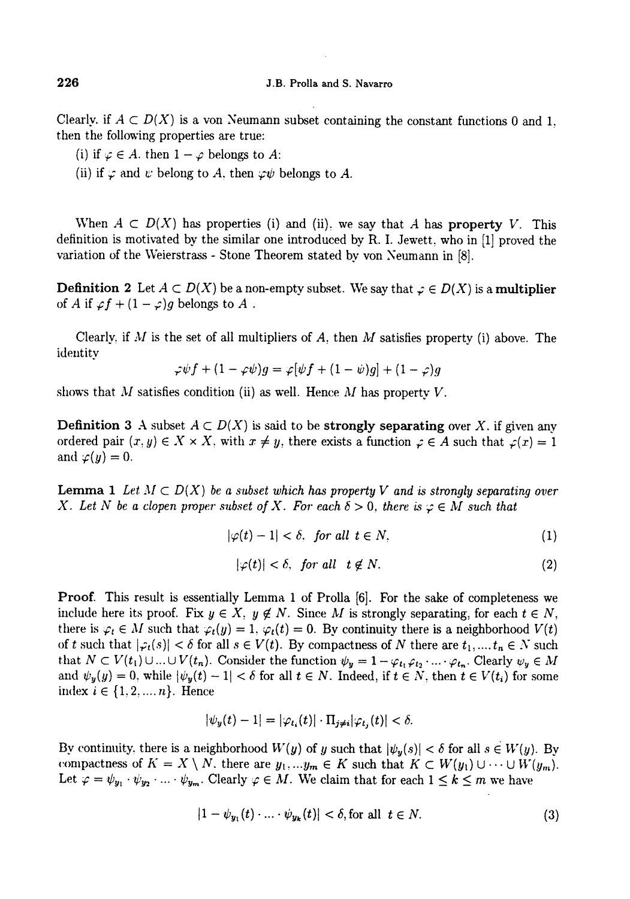Clearly, if $A \subset D(X)$ is a von Neumann subset containing the constant functions 0 and 1, then the following properties are true:

(i) if $\varphi \in A$, then $1 - \varphi$ belongs to $A$;

(ii) if $\varphi$ and $\psi$ belong to $A$, then $\varphi\psi$ belongs to $A$.

When $A \subset D(X)$ has properties (i) and (ii), we say that $A$ has **property** $V$. This definition is motivated by the similar one introduced by R. I. Jewett, who in [1] proved the variation of the Weierstrass - Stone Theorem stated by von Neumann in [8].

**Definition 2** Let $A \subset D(X)$ be a non-empty subset. We say that $\varphi \in D(X)$ is a **multiplier** of $A$ if $\varphi f + (1 - \varphi)g$ belongs to $A$ .

Clearly, if $M$ is the set of all multipliers of $A$, then $M$ satisfies property (i) above. The identity

$$\varphi\psi f + (1 - \varphi\psi)g = \varphi[\psi f + (1 - \psi)g] + (1 - \varphi)g$$

shows that $M$ satisfies condition (ii) as well. Hence $M$ has property $V$.

**Definition 3** A subset $A \subset D(X)$ is said to be **strongly separating** over $X$, if given any ordered pair $(x, y) \in X \times X$, with $x \neq y$, there exists a function $\varphi \in A$ such that $\varphi(x) = 1$ and $\varphi(y) = 0$.

**Lemma 1** *Let $M \subset D(X)$ be a subset which has property V and is strongly separating over $X$. Let $N$ be a clopen proper subset of $X$. For each $\delta > 0$, there is $\varphi \in M$ such that*

$$|\varphi(t) - 1| < \delta, \text{ for all } t \in N, \tag{1}$$

$$|\varphi(t)| < \delta, \text{ for all } t \notin N. \tag{2}$$

**Proof.** This result is essentially Lemma 1 of Prolla [6]. For the sake of completeness we include here its proof. Fix $y \in X$, $y \notin N$. Since $M$ is strongly separating, for each $t \in N$, there is $\varphi_t \in M$ such that $\varphi_t(y) = 1$, $\varphi_t(t) = 0$. By continuity there is a neighborhood $V(t)$ of $t$ such that $|\varphi_t(s)| < \delta$ for all $s \in V(t)$. By compactness of $N$ there are $t_1, ..., t_n \in N$ such that $N \subset V(t_1) \cup ... \cup V(t_n)$. Consider the function $\psi_y = 1 - \varphi_{t_1}\varphi_{t_2} \cdot ... \cdot \varphi_{t_n}$. Clearly $\psi_y \in M$ and $\psi_y(y) = 0$, while $|\psi_y(t) - 1| < \delta$ for all $t \in N$. Indeed, if $t \in N$, then $t \in V(t_i)$ for some index $i \in \{1, 2, ..., n\}$. Hence

$$|\psi_y(t) - 1| = |\varphi_{t_i}(t)| \cdot \Pi_{j \neq i}|\varphi_{t_j}(t)| < \delta.$$

By continuity, there is a neighborhood $W(y)$ of $y$ such that $|\psi_y(s)| < \delta$ for all $s \in W(y)$. By compactness of $K = X \setminus N$, there are $y_1, ...y_m \in K$ such that $K \subset W(y_1) \cup \cdots \cup W(y_m)$. Let $\varphi = \psi_{y_1} \cdot \psi_{y_2} \cdot ... \cdot \psi_{y_m}$. Clearly $\varphi \in M$. We claim that for each $1 \leq k \leq m$ we have

$$|1 - \psi_{y_1}(t) \cdot ... \cdot \psi_{y_k}(t)| < \delta, \text{for all } t \in N. \tag{3}$$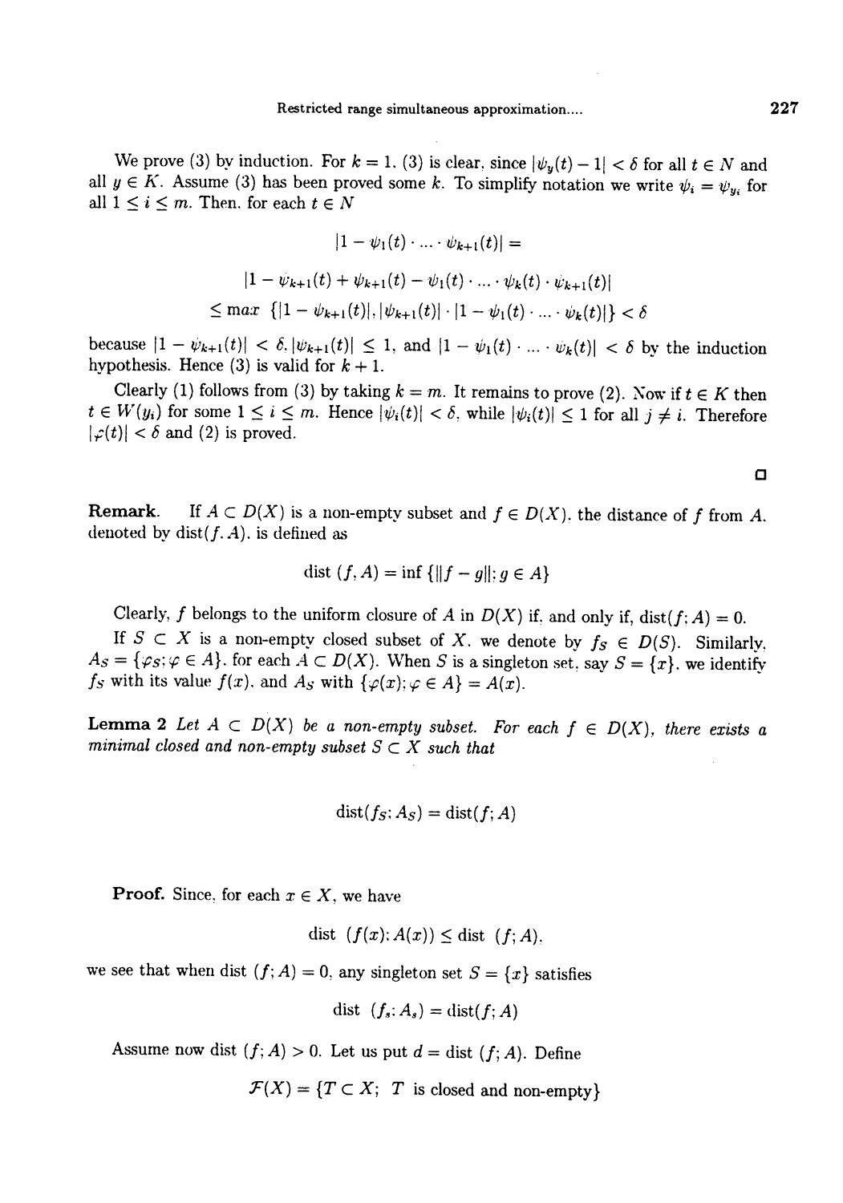We prove (3) by induction. For $k = 1$, (3) is clear, since $|\psi_y(t) - 1| < \delta$ for all $t \in N$ and all $y \in K$. Assume (3) has been proved some $k$. To simplify notation we write $\psi_i = \psi_{y_i}$ for all $1 \leq i \leq m$. Then, for each $t \in N$

$$|1 - \psi_1(t) \cdot \ldots \cdot \psi_{k+1}(t)| =$$

$$|1 - \psi_{k+1}(t) + \psi_{k+1}(t) - \psi_1(t) \cdot \ldots \cdot \psi_k(t) \cdot \psi_{k+1}(t)|$$

$$\leq \max \; \{|1 - \psi_{k+1}(t)|, |\psi_{k+1}(t)| \cdot |1 - \psi_1(t) \cdot \ldots \cdot \psi_k(t)|\} < \delta$$

because $|1 - \psi_{k+1}(t)| < \delta$, $|\psi_{k+1}(t)| \leq 1$, and $|1 - \psi_1(t) \cdot \ldots \cdot \psi_k(t)| < \delta$ by the induction hypothesis. Hence (3) is valid for $k + 1$.

Clearly (1) follows from (3) by taking $k = m$. It remains to prove (2). Now if $t \in K$ then $t \in W(y_i)$ for some $1 \leq i \leq m$. Hence $|\psi_i(t)| < \delta$, while $|\psi_i(t)| \leq 1$ for all $j \neq i$. Therefore $|\varphi(t)| < \delta$ and (2) is proved.

□

**Remark.** If $A \subset D(X)$ is a non-empty subset and $f \in D(X)$, the distance of $f$ from $A$, denoted by $\text{dist}(f, A)$, is defined as

$$\text{dist}\,(f, A) = \inf\,\{\|f - g\|; g \in A\}$$

Clearly, $f$ belongs to the uniform closure of $A$ in $D(X)$ if, and only if, $\text{dist}(f; A) = 0$.

If $S \subset X$ is a non-empty closed subset of $X$, we denote by $f_S \in D(S)$. Similarly, $A_S = \{\varphi_S; \varphi \in A\}$, for each $A \subset D(X)$. When $S$ is a singleton set, say $S = \{x\}$, we identify $f_S$ with its value $f(x)$, and $A_S$ with $\{\varphi(x); \varphi \in A\} = A(x)$.

**Lemma 2** *Let $A \subset D(X)$ be a non-empty subset. For each $f \in D(X)$, there exists a minimal closed and non-empty subset $S \subset X$ such that*

$$\text{dist}(f_S; A_S) = \text{dist}(f; A)$$

**Proof.** Since, for each $x \in X$, we have

$$\text{dist}\;(f(x); A(x)) \leq \text{dist}\;(f; A),$$

we see that when $\text{dist}\,(f; A) = 0$, any singleton set $S = \{x\}$ satisfies

$$\text{dist}\;(f_s; A_s) = \text{dist}(f; A)$$

Assume now $\text{dist}\,(f; A) > 0$. Let us put $d = \text{dist}\,(f; A)$. Define

$$\mathcal{F}(X) = \{T \subset X;\; T \text{ is closed and non-empty}\}$$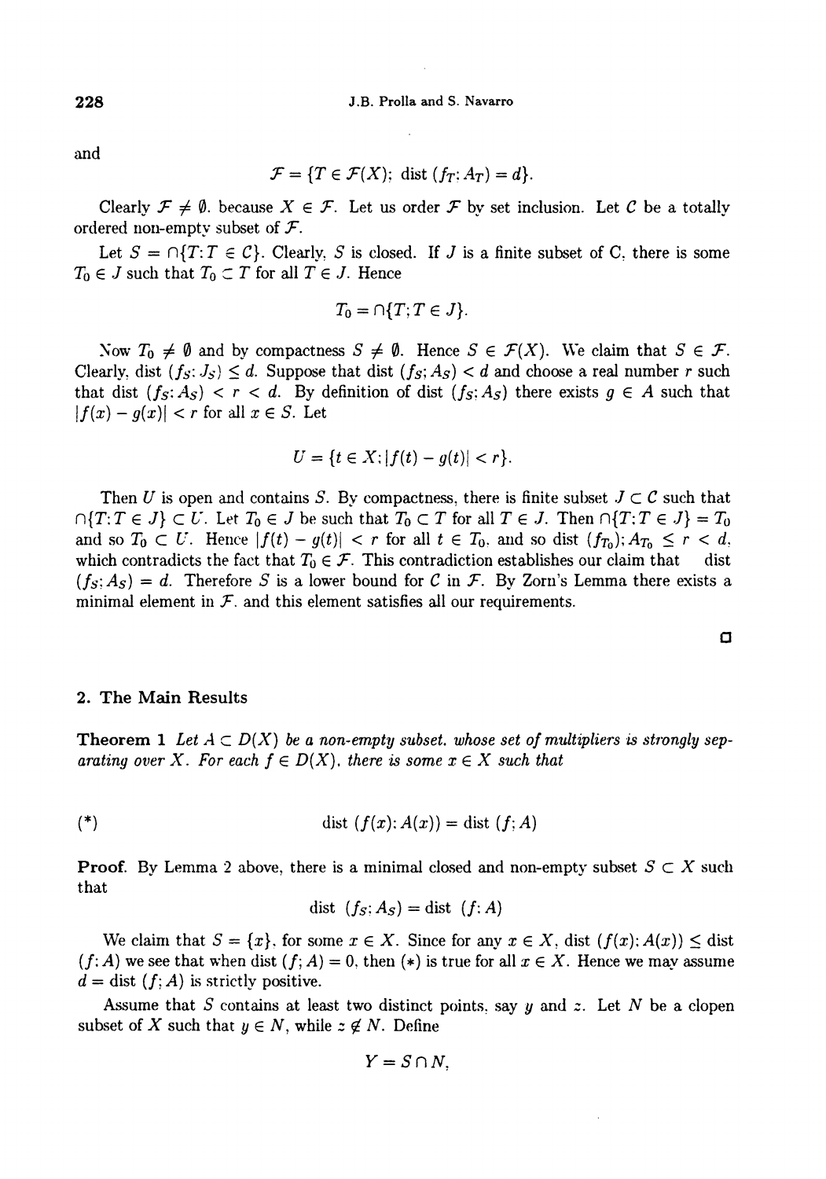and

$$\mathcal{F} = \{T \in \mathcal{F}(X);\ \text{dist}\,(f_T; A_T) = d\}.$$

Clearly $\mathcal{F} \neq \emptyset$. because $X \in \mathcal{F}$. Let us order $\mathcal{F}$ by set inclusion. Let $\mathcal{C}$ be a totally ordered non-empty subset of $\mathcal{F}$.

Let $S = \cap\{T; T \in \mathcal{C}\}$. Clearly, $S$ is closed. If $J$ is a finite subset of C, there is some $T_0 \in J$ such that $T_0 \subset T$ for all $T \in J$. Hence

$$T_0 = \cap\{T; T \in J\}.$$

Now $T_0 \neq \emptyset$ and by compactness $S \neq \emptyset$. Hence $S \in \mathcal{F}(X)$. We claim that $S \in \mathcal{F}$. Clearly, dist $(f_S; J_S) \leq d$. Suppose that dist $(f_S; A_S) < d$ and choose a real number $r$ such that dist $(f_S; A_S) < r < d$. By definition of dist $(f_S; A_S)$ there exists $g \in A$ such that $|f(x) - g(x)| < r$ for all $x \in S$. Let

$$U = \{t \in X; |f(t) - g(t)| < r\}.$$

Then $U$ is open and contains $S$. By compactness, there is finite subset $J \subset \mathcal{C}$ such that $\cap\{T; T \in J\} \subset U$. Let $T_0 \in J$ be such that $T_0 \subset T$ for all $T \in J$. Then $\cap\{T; T \in J\} = T_0$ and so $T_0 \subset U$. Hence $|f(t) - g(t)| < r$ for all $t \in T_0$, and so dist $(f_{T_0}); A_{T_0} \leq r < d$, which contradicts the fact that $T_0 \in \mathcal{F}$. This contradiction establishes our claim that dist $(f_S; A_S) = d$. Therefore $S$ is a lower bound for $\mathcal{C}$ in $\mathcal{F}$. By Zorn's Lemma there exists a minimal element in $\mathcal{F}$, and this element satisfies all our requirements.

□

## 2. The Main Results

**Theorem 1** *Let $A \subset D(X)$ be a non-empty subset, whose set of multipliers is strongly separating over $X$. For each $f \in D(X)$, there is some $x \in X$ such that*

$$(*) \qquad \text{dist}\,(f(x); A(x)) = \text{dist}\,(f; A)$$

**Proof.** By Lemma 2 above, there is a minimal closed and non-empty subset $S \subset X$ such that

$$\text{dist}\,(f_S; A_S) = \text{dist}\,(f; A)$$

We claim that $S = \{x\}$, for some $x \in X$. Since for any $x \in X$, dist $(f(x); A(x)) \leq$ dist $(f; A)$ we see that when dist $(f; A) = 0$, then $(*)$ is true for all $x \in X$. Hence we may assume $d =$ dist $(f; A)$ is strictly positive.

Assume that $S$ contains at least two distinct points, say $y$ and $z$. Let $N$ be a clopen subset of $X$ such that $y \in N$, while $z \notin N$. Define

$$Y = S \cap N,$$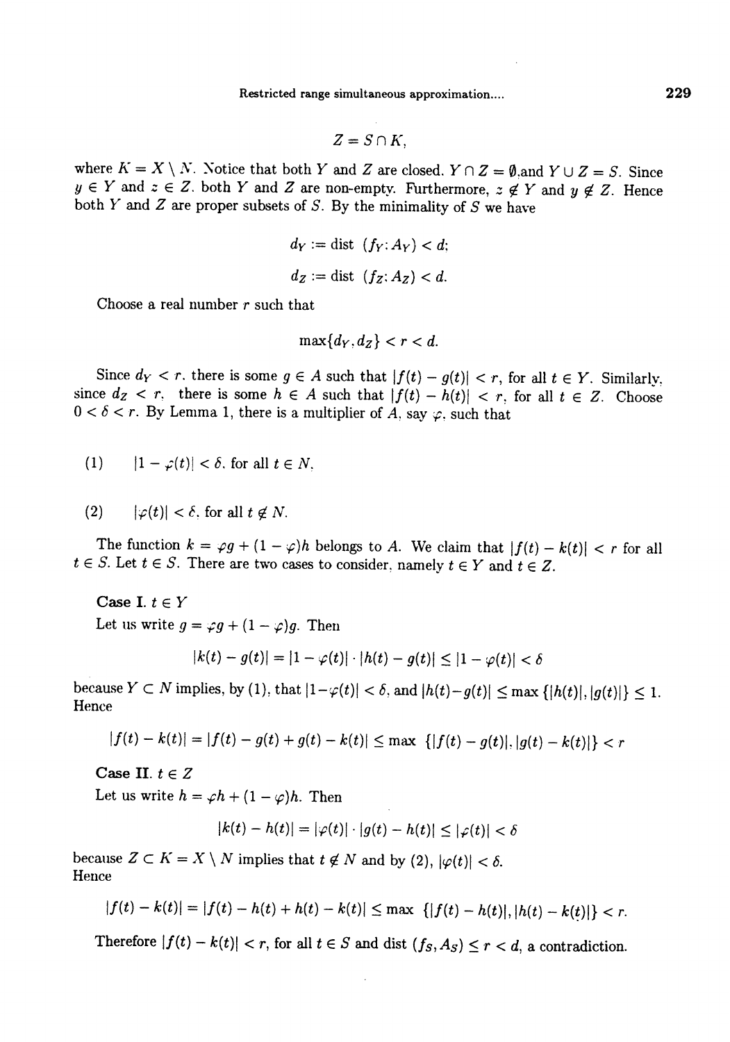$$Z = S \cap K,$$

where $K = X \setminus N$. Notice that both $Y$ and $Z$ are closed. $Y \cap Z = \emptyset$, and $Y \cup Z = S$. Since $y \in Y$ and $z \in Z$, both $Y$ and $Z$ are non-empty. Furthermore, $z \notin Y$ and $y \notin Z$. Hence both $Y$ and $Z$ are proper subsets of $S$. By the minimality of $S$ we have

$$d_Y := \text{dist } (f_Y; A_Y) < d;$$

$$d_Z := \text{dist } (f_Z; A_Z) < d.$$

Choose a real number $r$ such that

$$\max\{d_Y, d_Z\} < r < d.$$

Since $d_Y < r$, there is some $g \in A$ such that $|f(t) - g(t)| < r$, for all $t \in Y$. Similarly, since $d_Z < r$, there is some $h \in A$ such that $|f(t) - h(t)| < r$, for all $t \in Z$. Choose $0 < \delta < r$. By Lemma 1, there is a multiplier of $A$, say $\varphi$, such that

(1) $\quad |1 - \varphi(t)| < \delta$, for all $t \in N$,

(2) $\quad |\varphi(t)| < \delta$, for all $t \notin N$.

The function $k = \varphi g + (1 - \varphi)h$ belongs to $A$. We claim that $|f(t) - k(t)| < r$ for all $t \in S$. Let $t \in S$. There are two cases to consider, namely $t \in Y$ and $t \in Z$.

**Case I.** $t \in Y$

Let us write $g = \varphi g + (1 - \varphi)g$. Then

$$|k(t) - g(t)| = |1 - \varphi(t)| \cdot |h(t) - g(t)| \leq |1 - \varphi(t)| < \delta$$

because $Y \subset N$ implies, by (1), that $|1 - \varphi(t)| < \delta$, and $|h(t) - g(t)| \leq \max\{|h(t)|, |g(t)|\} \leq 1$. Hence

$$|f(t) - k(t)| = |f(t) - g(t) + g(t) - k(t)| \leq \max\{|f(t) - g(t)|, |g(t) - k(t)|\} < r$$

**Case II.** $t \in Z$

Let us write $h = \varphi h + (1 - \varphi)h$. Then

$$|k(t) - h(t)| = |\varphi(t)| \cdot |g(t) - h(t)| \leq |\varphi(t)| < \delta$$

because $Z \subset K = X \setminus N$ implies that $t \notin N$ and by (2), $|\varphi(t)| < \delta$.
Hence

$$|f(t) - k(t)| = |f(t) - h(t) + h(t) - k(t)| \leq \max\{|f(t) - h(t)|, |h(t) - k(t)|\} < r.$$

Therefore $|f(t) - k(t)| < r$, for all $t \in S$ and dist $(f_S, A_S) \leq r < d$, a contradiction.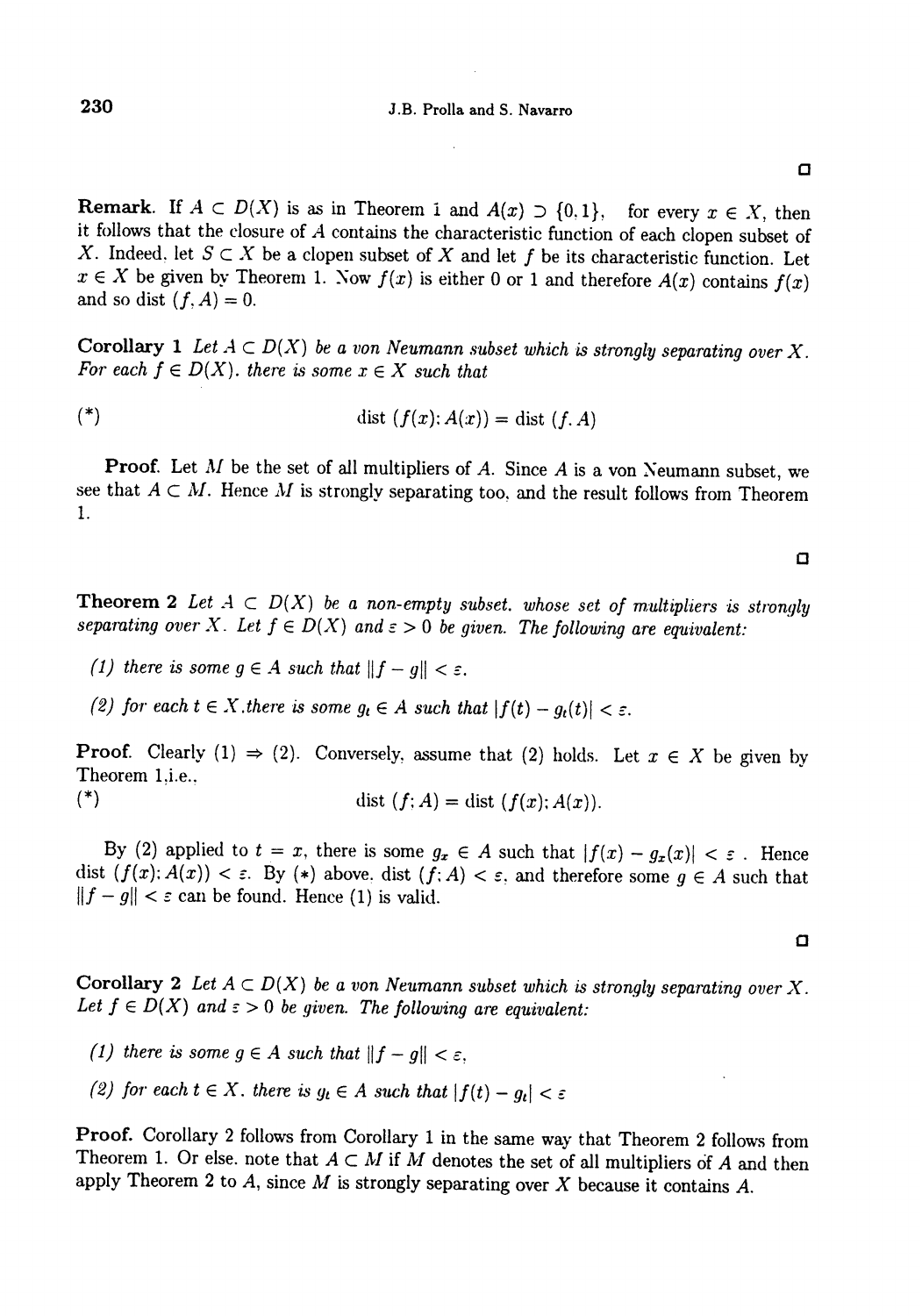□

**Remark.** If $A \subset D(X)$ is as in Theorem 1 and $A(x) \supset \{0, 1\}$, for every $x \in X$, then it follows that the closure of $A$ contains the characteristic function of each clopen subset of $X$. Indeed, let $S \subset X$ be a clopen subset of $X$ and let $f$ be its characteristic function. Let $x \in X$ be given by Theorem 1. Now $f(x)$ is either 0 or 1 and therefore $A(x)$ contains $f(x)$ and so dist $(f, A) = 0$.

**Corollary 1** *Let $A \subset D(X)$ be a von Neumann subset which is strongly separating over $X$. For each $f \in D(X)$, there is some $x \in X$ such that*

$$(*) \qquad \text{dist } (f(x); A(x)) = \text{dist } (f, A)$$

**Proof.** Let $M$ be the set of all multipliers of $A$. Since $A$ is a von Neumann subset, we see that $A \subset M$. Hence $M$ is strongly separating too, and the result follows from Theorem 1.

□

**Theorem 2** *Let $A \subset D(X)$ be a non-empty subset, whose set of multipliers is strongly separating over $X$. Let $f \in D(X)$ and $\varepsilon > 0$ be given. The following are equivalent:*

*(1) there is some $g \in A$ such that $\|f - g\| < \varepsilon$.*

*(2) for each $t \in X$, there is some $g_t \in A$ such that $|f(t) - g_t(t)| < \varepsilon$.*

**Proof.** Clearly (1) $\Rightarrow$ (2). Conversely, assume that (2) holds. Let $x \in X$ be given by Theorem 1, i.e.,

$$(*) \qquad \text{dist } (f; A) = \text{dist } (f(x); A(x)).$$

By (2) applied to $t = x$, there is some $g_x \in A$ such that $|f(x) - g_x(x)| < \varepsilon$. Hence dist $(f(x); A(x)) < \varepsilon$. By $(*)$ above, dist $(f; A) < \varepsilon$, and therefore some $g \in A$ such that $\|f - g\| < \varepsilon$ can be found. Hence (1) is valid.

□

**Corollary 2** *Let $A \subset D(X)$ be a von Neumann subset which is strongly separating over $X$. Let $f \in D(X)$ and $\varepsilon > 0$ be given. The following are equivalent:*

*(1) there is some $g \in A$ such that $\|f - g\| < \varepsilon$,*

*(2) for each $t \in X$, there is $g_t \in A$ such that $|f(t) - g_t| < \varepsilon$*

**Proof.** Corollary 2 follows from Corollary 1 in the same way that Theorem 2 follows from Theorem 1. Or else, note that $A \subset M$ if $M$ denotes the set of all multipliers of $A$ and then apply Theorem 2 to $A$, since $M$ is strongly separating over $X$ because it contains $A$.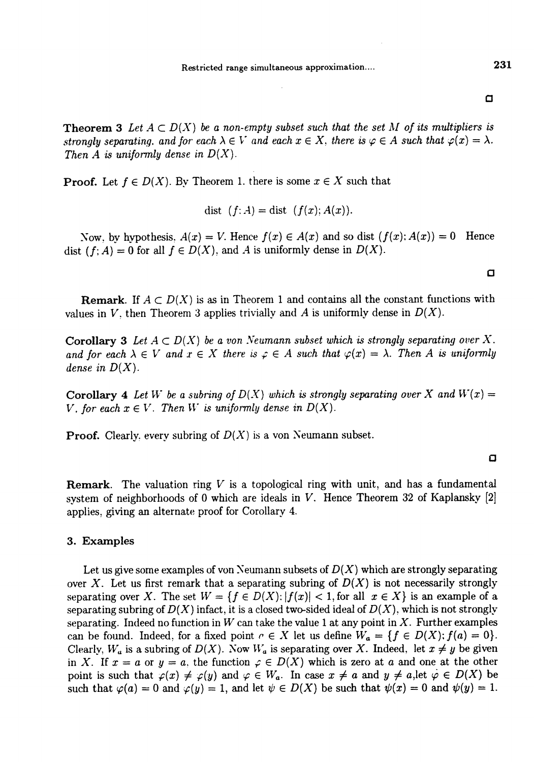□

**Theorem 3** *Let $A \subset D(X)$ be a non-empty subset such that the set $M$ of its multipliers is strongly separating, and for each $\lambda \in V$ and each $x \in X$, there is $\varphi \in A$ such that $\varphi(x) = \lambda$. Then $A$ is uniformly dense in $D(X)$.*

**Proof.** Let $f \in D(X)$. By Theorem 1, there is some $x \in X$ such that

$$\text{dist } (f; A) = \text{dist } (f(x); A(x)).$$

Now, by hypothesis, $A(x) = V$. Hence $f(x) \in A(x)$ and so dist $(f(x); A(x)) = 0$ Hence dist $(f; A) = 0$ for all $f \in D(X)$, and $A$ is uniformly dense in $D(X)$.

□

**Remark.** If $A \subset D(X)$ is as in Theorem 1 and contains all the constant functions with values in $V$, then Theorem 3 applies trivially and $A$ is uniformly dense in $D(X)$.

**Corollary 3** *Let $A \subset D(X)$ be a von Neumann subset which is strongly separating over $X$, and for each $\lambda \in V$ and $x \in X$ there is $\varphi \in A$ such that $\varphi(x) = \lambda$. Then $A$ is uniformly dense in $D(X)$.*

**Corollary 4** *Let $W$ be a subring of $D(X)$ which is strongly separating over $X$ and $W(x) = V$, for each $x \in V$. Then $W$ is uniformly dense in $D(X)$.*

**Proof.** Clearly, every subring of $D(X)$ is a von Neumann subset.

□

**Remark.** The valuation ring $V$ is a topological ring with unit, and has a fundamental system of neighborhoods of 0 which are ideals in $V$. Hence Theorem 32 of Kaplansky [2] applies, giving an alternate proof for Corollary 4.

## 3. Examples

Let us give some examples of von Neumann subsets of $D(X)$ which are strongly separating over $X$. Let us first remark that a separating subring of $D(X)$ is not necessarily strongly separating over $X$. The set $W = \{f \in D(X): |f(x)| < 1, \text{for all } x \in X\}$ is an example of a separating subring of $D(X)$ infact, it is a closed two-sided ideal of $D(X)$, which is not strongly separating. Indeed no function in $W$ can take the value 1 at any point in $X$. Further examples can be found. Indeed, for a fixed point $a \in X$ let us define $W_a = \{f \in D(X); f(a) = 0\}$. Clearly, $W_a$ is a subring of $D(X)$. Now $W_a$ is separating over $X$. Indeed, let $x \neq y$ be given in $X$. If $x = a$ or $y = a$, the function $\varphi \in D(X)$ which is zero at $a$ and one at the other point is such that $\varphi(x) \neq \varphi(y)$ and $\varphi \in W_a$. In case $x \neq a$ and $y \neq a$, let $\varphi \in D(X)$ be such that $\varphi(a) = 0$ and $\varphi(y) = 1$, and let $\psi \in D(X)$ be such that $\psi(x) = 0$ and $\psi(y) = 1$.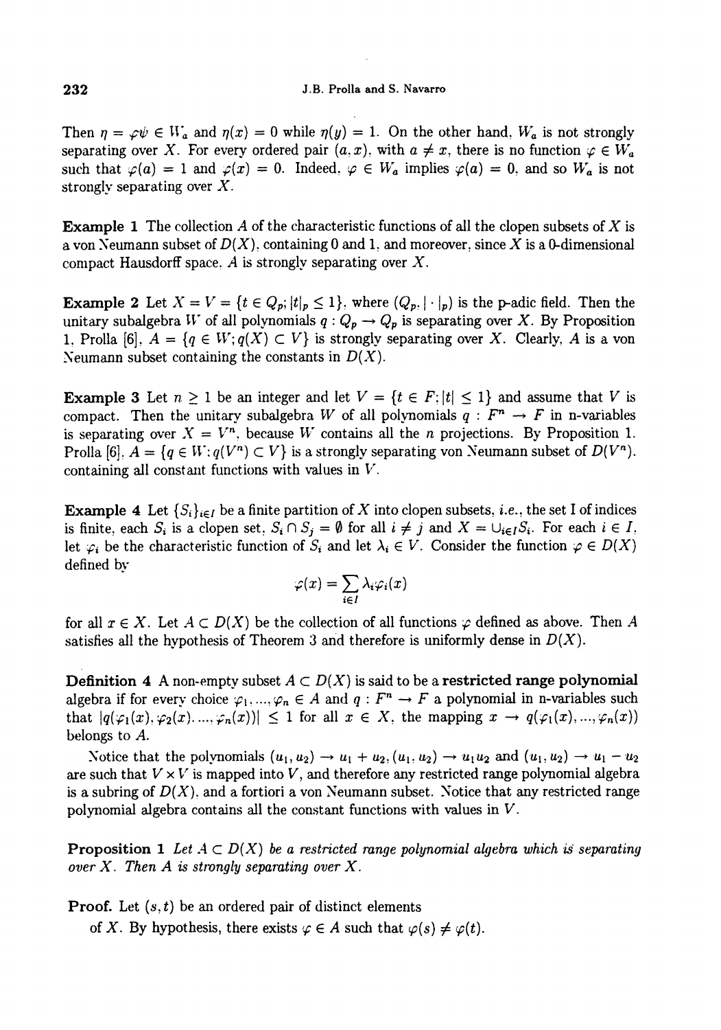Then $\eta = \varphi\psi \in W_a$ and $\eta(x) = 0$ while $\eta(y) = 1$. On the other hand, $W_a$ is not strongly separating over $X$. For every ordered pair $(a, x)$, with $a \neq x$, there is no function $\varphi \in W_a$ such that $\varphi(a) = 1$ and $\varphi(x) = 0$. Indeed, $\varphi \in W_a$ implies $\varphi(a) = 0$, and so $W_a$ is not strongly separating over $X$.

**Example 1** The collection $A$ of the characteristic functions of all the clopen subsets of $X$ is a von Neumann subset of $D(X)$, containing 0 and 1, and moreover, since $X$ is a 0-dimensional compact Hausdorff space, $A$ is strongly separating over $X$.

**Example 2** Let $X = V = \{t \in Q_p; |t|_p \leq 1\}$, where $(Q_p, |\cdot|_p)$ is the p-adic field. Then the unitary subalgebra $W$ of all polynomials $q : Q_p \to Q_p$ is separating over $X$. By Proposition 1, Prolla [6], $A = \{q \in W; q(X) \subset V\}$ is strongly separating over $X$. Clearly, $A$ is a von Neumann subset containing the constants in $D(X)$.

**Example 3** Let $n \geq 1$ be an integer and let $V = \{t \in F; |t| \leq 1\}$ and assume that $V$ is compact. Then the unitary subalgebra $W$ of all polynomials $q : F^n \to F$ in n-variables is separating over $X = V^n$, because $W$ contains all the $n$ projections. By Proposition 1, Prolla [6], $A = \{q \in W; q(V^n) \subset V\}$ is a strongly separating von Neumann subset of $D(V^n)$, containing all constant functions with values in $V$.

**Example 4** Let $\{S_i\}_{i \in I}$ be a finite partition of $X$ into clopen subsets, *i.e.*, the set I of indices is finite, each $S_i$ is a clopen set, $S_i \cap S_j = \emptyset$ for all $i \neq j$ and $X = \cup_{i \in I} S_i$. For each $i \in I$, let $\varphi_i$ be the characteristic function of $S_i$ and let $\lambda_i \in V$. Consider the function $\varphi \in D(X)$ defined by

$$\varphi(x) = \sum_{i \in I} \lambda_i \varphi_i(x)$$

for all $x \in X$. Let $A \subset D(X)$ be the collection of all functions $\varphi$ defined as above. Then $A$ satisfies all the hypothesis of Theorem 3 and therefore is uniformly dense in $D(X)$.

**Definition 4** A non-empty subset $A \subset D(X)$ is said to be a **restricted range polynomial** algebra if for every choice $\varphi_1, \ldots, \varphi_n \in A$ and $q : F^n \to F$ a polynomial in n-variables such that $|q(\varphi_1(x), \varphi_2(x), \ldots, \varphi_n(x))| \leq 1$ for all $x \in X$, the mapping $x \to q(\varphi_1(x), \ldots, \varphi_n(x))$ belongs to $A$.

Notice that the polynomials $(u_1, u_2) \to u_1 + u_2$, $(u_1, u_2) \to u_1 u_2$ and $(u_1, u_2) \to u_1 - u_2$ are such that $V \times V$ is mapped into $V$, and therefore any restricted range polynomial algebra is a subring of $D(X)$, and a fortiori a von Neumann subset. Notice that any restricted range polynomial algebra contains all the constant functions with values in $V$.

**Proposition 1** *Let $A \subset D(X)$ be a restricted range polynomial algebra which is separating over $X$. Then $A$ is strongly separating over $X$.*

**Proof.** Let $(s, t)$ be an ordered pair of distinct elements of $X$. By hypothesis, there exists $\varphi \in A$ such that $\varphi(s) \neq \varphi(t)$.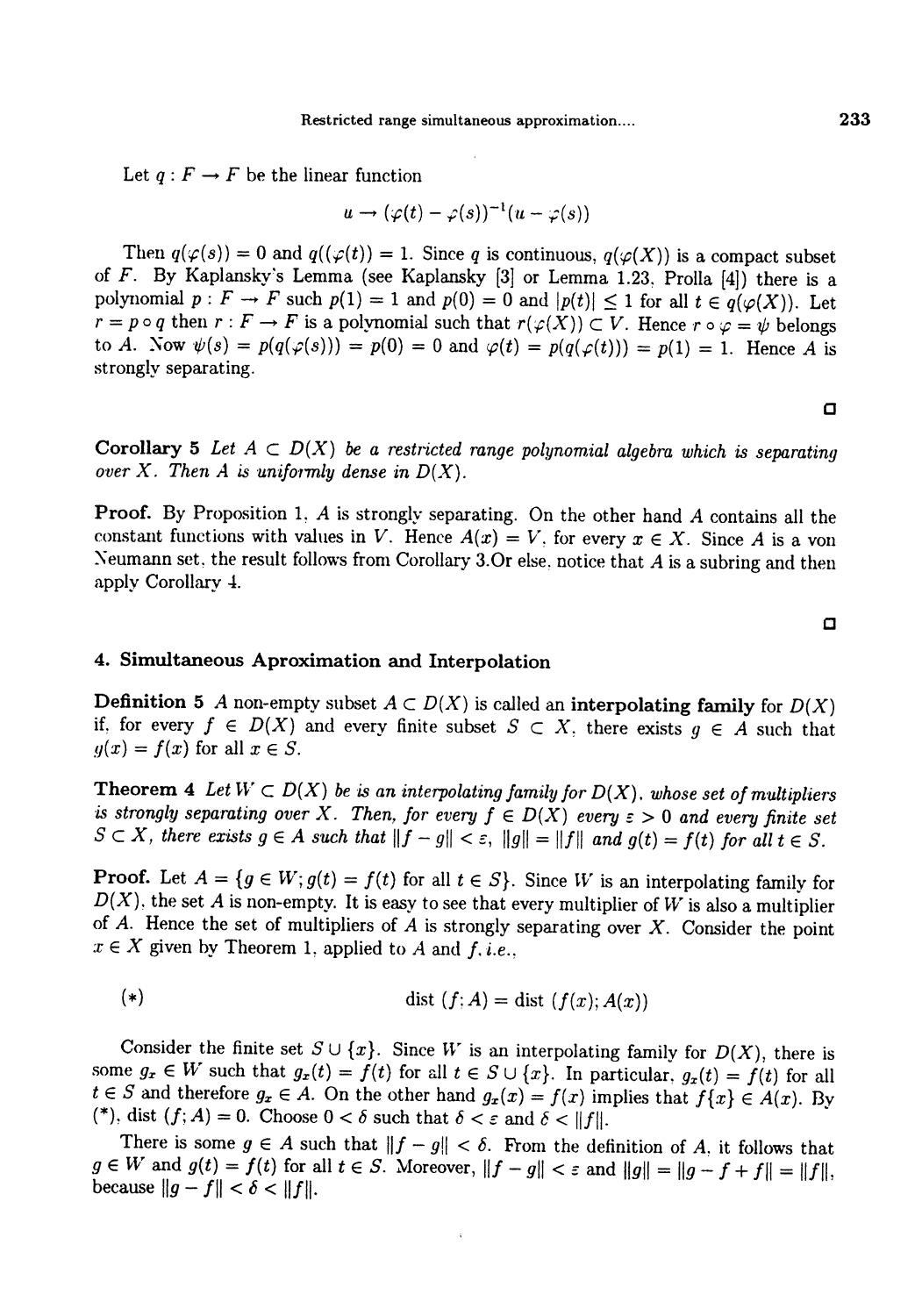Let $q : F \to F$ be the linear function

$$u \to (\varphi(t) - \varphi(s))^{-1}(u - \varphi(s))$$

Then $q(\varphi(s)) = 0$ and $q((\varphi(t)) = 1$. Since $q$ is continuous, $q(\varphi(X))$ is a compact subset of $F$. By Kaplansky's Lemma (see Kaplansky [3] or Lemma 1.23, Prolla [4]) there is a polynomial $p : F \to F$ such $p(1) = 1$ and $p(0) = 0$ and $|p(t)| \leq 1$ for all $t \in q(\varphi(X))$. Let $r = p \circ q$ then $r : F \to F$ is a polynomial such that $r(\varphi(X)) \subset V$. Hence $r \circ \varphi = \psi$ belongs to $A$. Now $\psi(s) = p(q(\varphi(s))) = p(0) = 0$ and $\varphi(t) = p(q(\varphi(t))) = p(1) = 1$. Hence $A$ is strongly separating.

□

**Corollary 5** *Let $A \subset D(X)$ be a restricted range polynomial algebra which is separating over $X$. Then $A$ is uniformly dense in $D(X)$.*

**Proof.** By Proposition 1, $A$ is strongly separating. On the other hand $A$ contains all the constant functions with values in $V$. Hence $A(x) = V$, for every $x \in X$. Since $A$ is a von Neumann set, the result follows from Corollary 3.Or else, notice that $A$ is a subring and then apply Corollary 4.

□

## 4. Simultaneous Aproximation and Interpolation

**Definition 5** A non-empty subset $A \subset D(X)$ is called an **interpolating family** for $D(X)$ if, for every $f \in D(X)$ and every finite subset $S \subset X$, there exists $g \in A$ such that $g(x) = f(x)$ for all $x \in S$.

**Theorem 4** *Let $W \subset D(X)$ be is an interpolating family for $D(X)$, whose set of multipliers is strongly separating over $X$. Then, for every $f \in D(X)$ every $\varepsilon > 0$ and every finite set $S \subset X$, there exists $g \in A$ such that $\|f - g\| < \varepsilon$, $\|g\| = \|f\|$ and $g(t) = f(t)$ for all $t \in S$.*

**Proof.** Let $A = \{g \in W; g(t) = f(t) \text{ for all } t \in S\}$. Since $W$ is an interpolating family for $D(X)$, the set $A$ is non-empty. It is easy to see that every multiplier of $W$ is also a multiplier of $A$. Hence the set of multipliers of $A$ is strongly separating over $X$. Consider the point $x \in X$ given by Theorem 1, applied to $A$ and $f$, *i.e.*,

$$(*) \qquad \text{dist}\,(f; A) = \text{dist}\,(f(x); A(x))$$

Consider the finite set $S \cup \{x\}$. Since $W$ is an interpolating family for $D(X)$, there is some $g_x \in W$ such that $g_x(t) = f(t)$ for all $t \in S \cup \{x\}$. In particular, $g_x(t) = f(t)$ for all $t \in S$ and therefore $g_x \in A$. On the other hand $g_x(x) = f(x)$ implies that $f\{x\} \in A(x)$. By (*), dist $(f; A) = 0$. Choose $0 < \delta$ such that $\delta < \varepsilon$ and $\delta < \|f\|$.

There is some $g \in A$ such that $\|f - g\| < \delta$. From the definition of $A$, it follows that $g \in W$ and $g(t) = f(t)$ for all $t \in S$. Moreover, $\|f - g\| < \varepsilon$ and $\|g\| = \|g - f + f\| = \|f\|$, because $\|g - f\| < \delta < \|f\|$.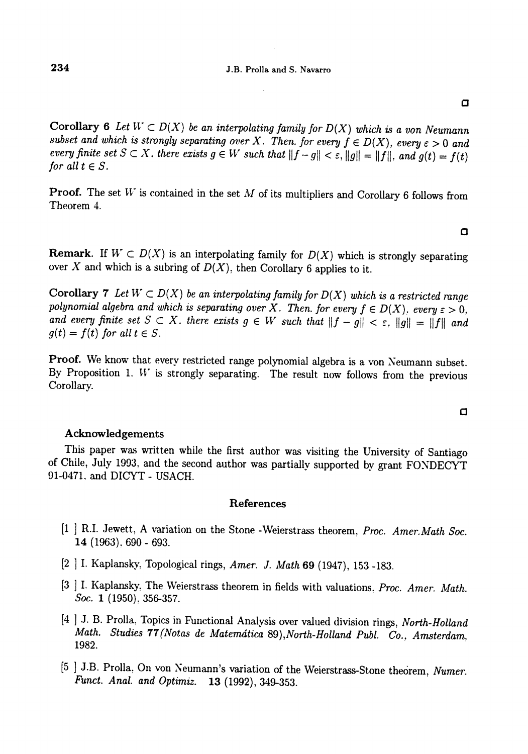□

**Corollary 6** *Let $W \subset D(X)$ be an interpolating family for $D(X)$ which is a von Neumann subset and which is strongly separating over $X$. Then, for every $f \in D(X)$, every $\varepsilon > 0$ and every finite set $S \subset X$, there exists $g \in W$ such that $\|f - g\| < \varepsilon$, $\|g\| = \|f\|$, and $g(t) = f(t)$ for all $t \in S$.*

**Proof.** The set $W$ is contained in the set $M$ of its multipliers and Corollary 6 follows from Theorem 4.

□

**Remark.** If $W \subset D(X)$ is an interpolating family for $D(X)$ which is strongly separating over $X$ and which is a subring of $D(X)$, then Corollary 6 applies to it.

**Corollary 7** *Let $W \subset D(X)$ be an interpolating family for $D(X)$ which is a restricted range polynomial algebra and which is separating over $X$. Then, for every $f \in D(X)$, every $\varepsilon > 0$, and every finite set $S \subset X$, there exists $g \in W$ such that $\|f - g\| < \varepsilon$, $\|g\| = \|f\|$ and $g(t) = f(t)$ for all $t \in S$.*

**Proof.** We know that every restricted range polynomial algebra is a von Neumann subset. By Proposition 1, $W$ is strongly separating. The result now follows from the previous Corollary.

□

### Acknowledgements

This paper was written while the first author was visiting the University of Santiago of Chile, July 1993, and the second author was partially supported by grant FONDECYT 91-0471, and DICYT - USACH.

## References

[1] R.I. Jewett, A variation on the Stone -Weierstrass theorem, *Proc. Amer.Math Soc.* **14** (1963), 690 - 693.

[2] I. Kaplansky, Topological rings, *Amer. J. Math* **69** (1947), 153 -183.

[3] I. Kaplansky, The Weierstrass theorem in fields with valuations, *Proc. Amer. Math. Soc.* **1** (1950), 356-357.

[4] J. B. Prolla, Topics in Functional Analysis over valued division rings, *North-Holland Math. Studies* **77** *(Notas de Matemática 89),North-Holland Publ. Co., Amsterdam,* 1982.

[5] J.B. Prolla, On von Neumann's variation of the Weierstrass-Stone theorem, *Numer. Funct. Anal. and Optimiz.* **13** (1992), 349-353.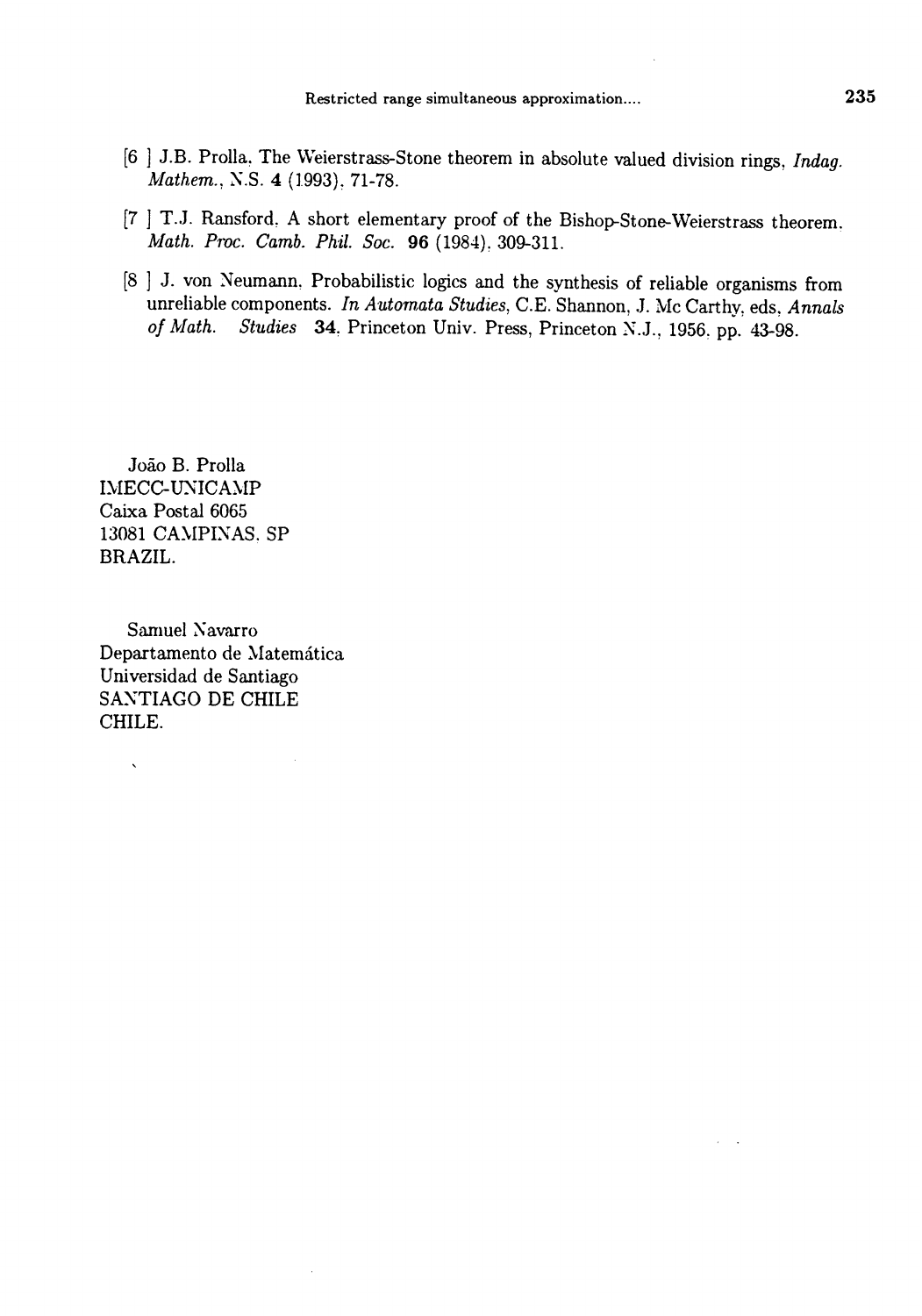[6 ] J.B. Prolla, The Weierstrass-Stone theorem in absolute valued division rings, *Indag. Mathem.*, N.S. **4** (1993), 71-78.

[7 ] T.J. Ransford, A short elementary proof of the Bishop-Stone-Weierstrass theorem. *Math. Proc. Camb. Phil. Soc.* **96** (1984), 309-311.

[8 ] J. von Neumann, Probabilistic logics and the synthesis of reliable organisms from unreliable components. *In Automata Studies*, C.E. Shannon, J. Mc Carthy, eds, *Annals of Math. Studies* **34**, Princeton Univ. Press, Princeton N.J., 1956, pp. 43-98.

João B. Prolla
IMECC-UNICAMP
Caixa Postal 6065
13081 CAMPINAS, SP
BRAZIL.

Samuel Navarro
Departamento de Matemática
Universidad de Santiago
SANTIAGO DE CHILE
CHILE.